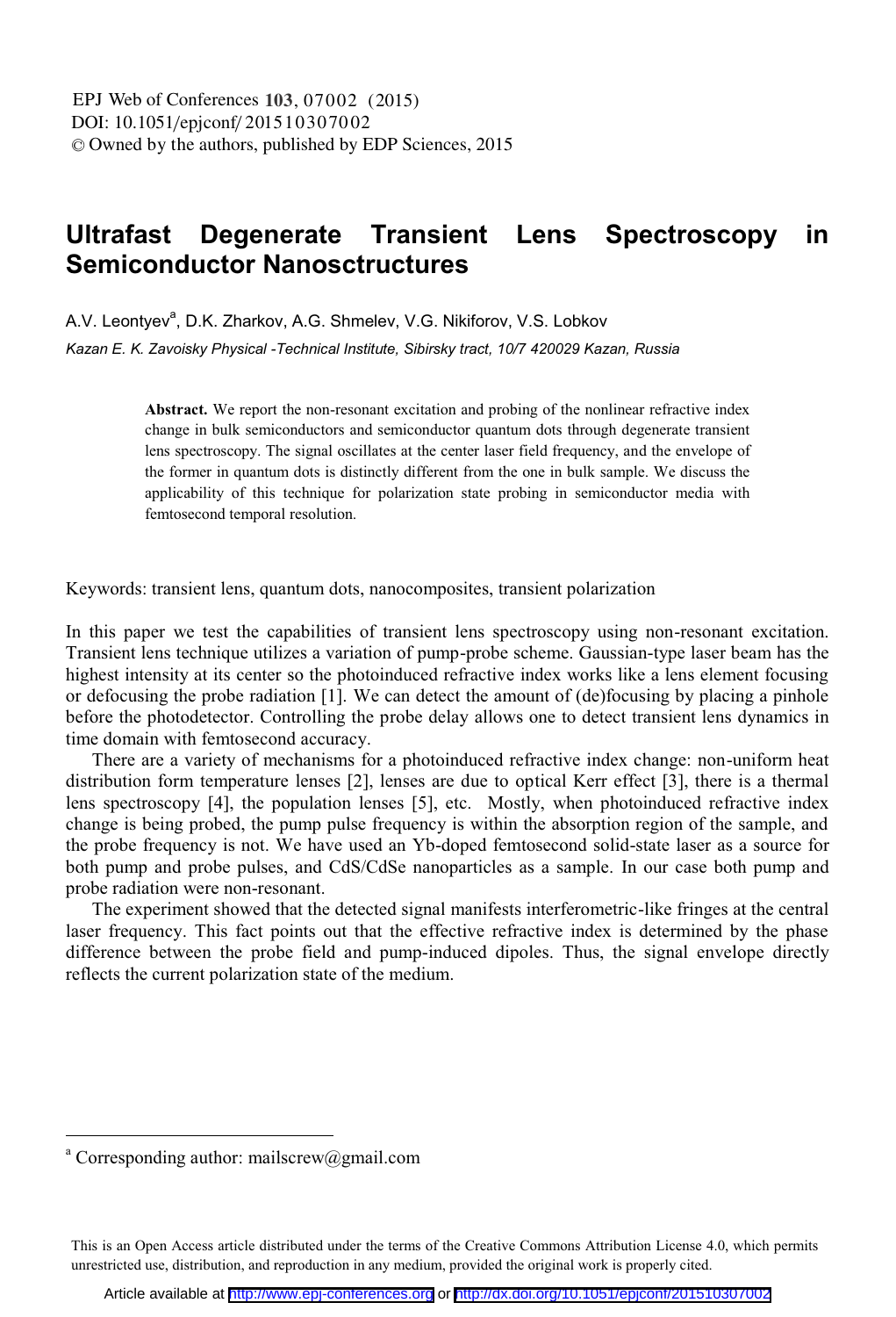# Ultrafast Degenerate Transient Lens Spectroscopy in Semiconductor Nanosctructures

A.V. Leontyev[a], D.K. Zharkov, A.G. Shmelev, V.G. Nikiforov, V.S. Lobkov

*Kazan E. K. Zavoisky Physical -Technical Institute, Sibirsky tract, 10/7 420029 Kazan, Russia*

**Abstract.** We report the non-resonant excitation and probing of the nonlinear refractive index change in bulk semiconductors and semiconductor quantum dots through degenerate transient lens spectroscopy. The signal oscillates at the center laser field frequency, and the envelope of the former in quantum dots is distinctly different from the one in bulk sample. We discuss the applicability of this technique for polarization state probing in semiconductor media with femtosecond temporal resolution.

Keywords: transient lens, quantum dots, nanocomposites, transient polarization

In this paper we test the capabilities of transient lens spectroscopy using non-resonant excitation. Transient lens technique utilizes a variation of pump-probe scheme. Gaussian-type laser beam has the highest intensity at its center so the photoinduced refractive index works like a lens element focusing or defocusing the probe radiation [1]. We can detect the amount of (de)focusing by placing a pinhole before the photodetector. Controlling the probe delay allows one to detect transient lens dynamics in time domain with femtosecond accuracy.

There are a variety of mechanisms for a photoinduced refractive index change: non-uniform heat distribution form temperature lenses [2], lenses are due to optical Kerr effect [3], there is a thermal lens spectroscopy [4], the population lenses [5], etc. Mostly, when photoinduced refractive index change is being probed, the pump pulse frequency is within the absorption region of the sample, and the probe frequency is not. We have used an Yb-doped femtosecond solid-state laser as a source for both pump and probe pulses, and CdS/CdSe nanoparticles as a sample. In our case both pump and probe radiation were non-resonant.

The experiment showed that the detected signal manifests interferometric-like fringes at the central laser frequency. This fact points out that the effective refractive index is determined by the phase difference between the probe field and pump-induced dipoles. Thus, the signal envelope directly reflects the current polarization state of the medium.

---

[a] Corresponding author: mailscrew@gmail.com

This is an Open Access article distributed under the terms of the Creative Commons Attribution License 4.0, which permits unrestricted use, distribution, and reproduction in any medium, provided the original work is properly cited.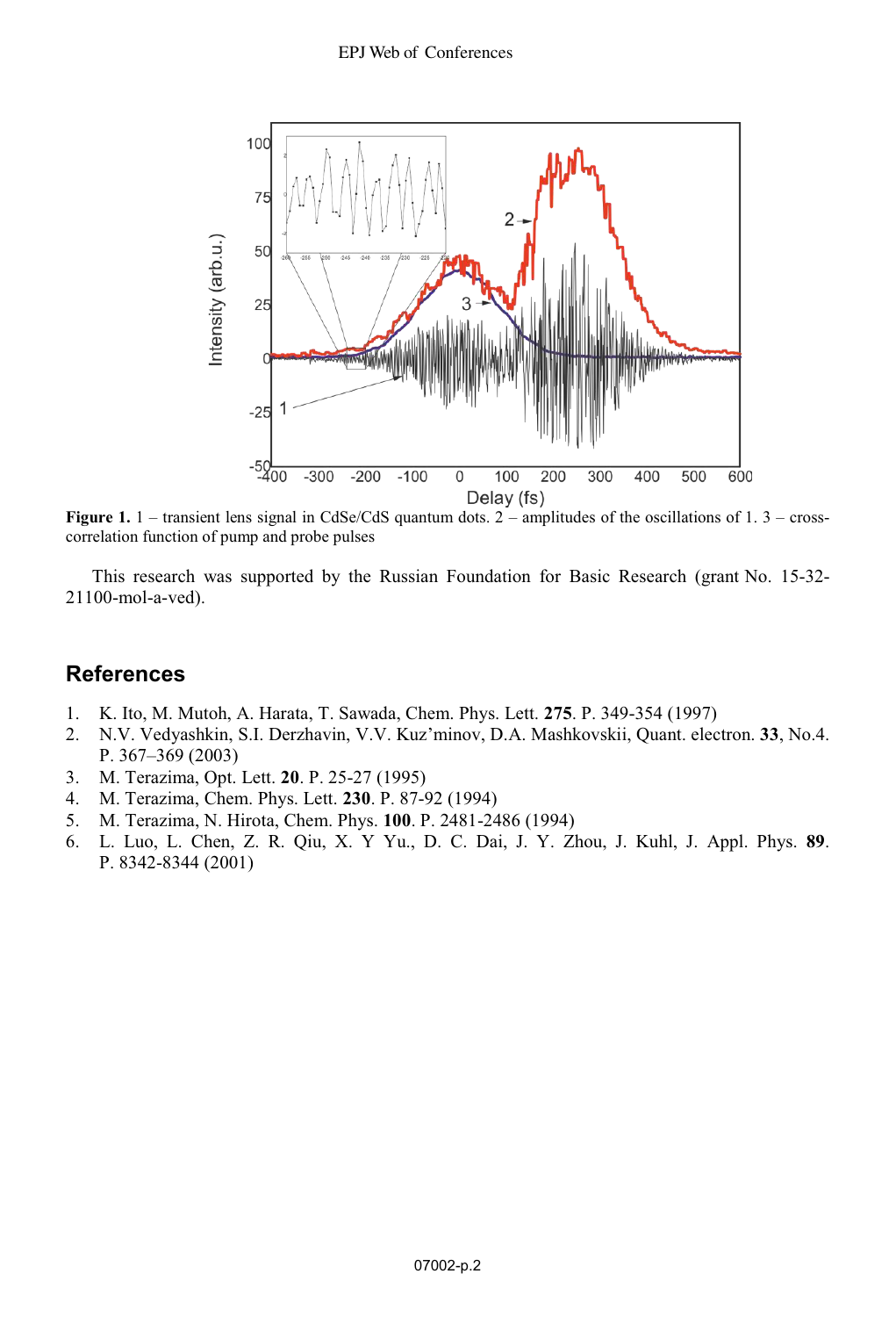Intensity (arb.u.)

100

75

50

25

0

-25

-50

-400 -300 -200 -100 0 100 200 300 400 500 600

Delay (fs)

1

2

3

**Figure 1.** 1 – transient lens signal in CdSe/CdS quantum dots. 2 – amplitudes of the oscillations of 1. 3 – cross-correlation function of pump and probe pulses

This research was supported by the Russian Foundation for Basic Research (grant No. 15-32-21100-mol-a-ved).

## References

1. K. Ito, M. Mutoh, A. Harata, T. Sawada, Chem. Phys. Lett. **275**. P. 349-354 (1997)
2. N.V. Vedyashkin, S.I. Derzhavin, V.V. Kuz'minov, D.A. Mashkovskii, Quant. electron. **33**, No.4. P. 367–369 (2003)
3. M. Terazima, Opt. Lett. **20**. P. 25-27 (1995)
4. M. Terazima, Chem. Phys. Lett. **230**. P. 87-92 (1994)
5. M. Terazima, N. Hirota, Chem. Phys. **100**. P. 2481-2486 (1994)
6. L. Luo, L. Chen, Z. R. Qiu, X. Y Yu., D. C. Dai, J. Y. Zhou, J. Kuhl, J. Appl. Phys. **89**. P. 8342-8344 (2001)